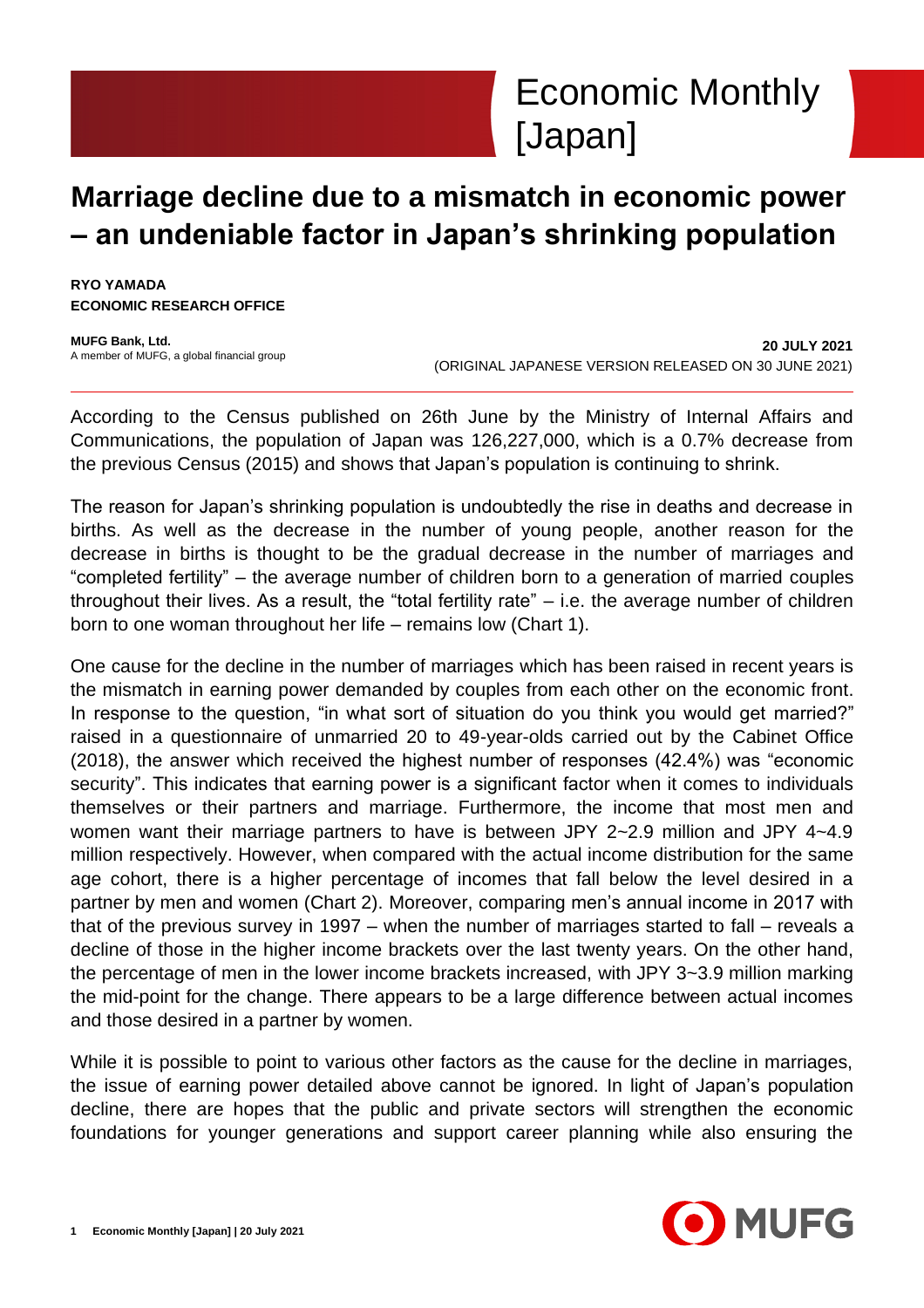Economic Monthly [Japan]

# Marriage decline due to a mismatch in economic power – an undeniable factor in Japan's shrinking population

**RYO YAMADA**
**ECONOMIC RESEARCH OFFICE**

**MUFG Bank, Ltd.**
A member of MUFG, a global financial group

**20 JULY 2021**
(ORIGINAL JAPANESE VERSION RELEASED ON 30 JUNE 2021)

---

According to the Census published on 26th June by the Ministry of Internal Affairs and Communications, the population of Japan was 126,227,000, which is a 0.7% decrease from the previous Census (2015) and shows that Japan's population is continuing to shrink.

The reason for Japan's shrinking population is undoubtedly the rise in deaths and decrease in births. As well as the decrease in the number of young people, another reason for the decrease in births is thought to be the gradual decrease in the number of marriages and "completed fertility" – the average number of children born to a generation of married couples throughout their lives. As a result, the "total fertility rate" – i.e. the average number of children born to one woman throughout her life – remains low (Chart 1).

One cause for the decline in the number of marriages which has been raised in recent years is the mismatch in earning power demanded by couples from each other on the economic front. In response to the question, "in what sort of situation do you think you would get married?" raised in a questionnaire of unmarried 20 to 49-year-olds carried out by the Cabinet Office (2018), the answer which received the highest number of responses (42.4%) was "economic security". This indicates that earning power is a significant factor when it comes to individuals themselves or their partners and marriage. Furthermore, the income that most men and women want their marriage partners to have is between JPY 2~2.9 million and JPY 4~4.9 million respectively. However, when compared with the actual income distribution for the same age cohort, there is a higher percentage of incomes that fall below the level desired in a partner by men and women (Chart 2). Moreover, comparing men's annual income in 2017 with that of the previous survey in 1997 – when the number of marriages started to fall – reveals a decline of those in the higher income brackets over the last twenty years. On the other hand, the percentage of men in the lower income brackets increased, with JPY 3~3.9 million marking the mid-point for the change. There appears to be a large difference between actual incomes and those desired in a partner by women.

While it is possible to point to various other factors as the cause for the decline in marriages, the issue of earning power detailed above cannot be ignored. In light of Japan's population decline, there are hopes that the public and private sectors will strengthen the economic foundations for younger generations and support career planning while also ensuring the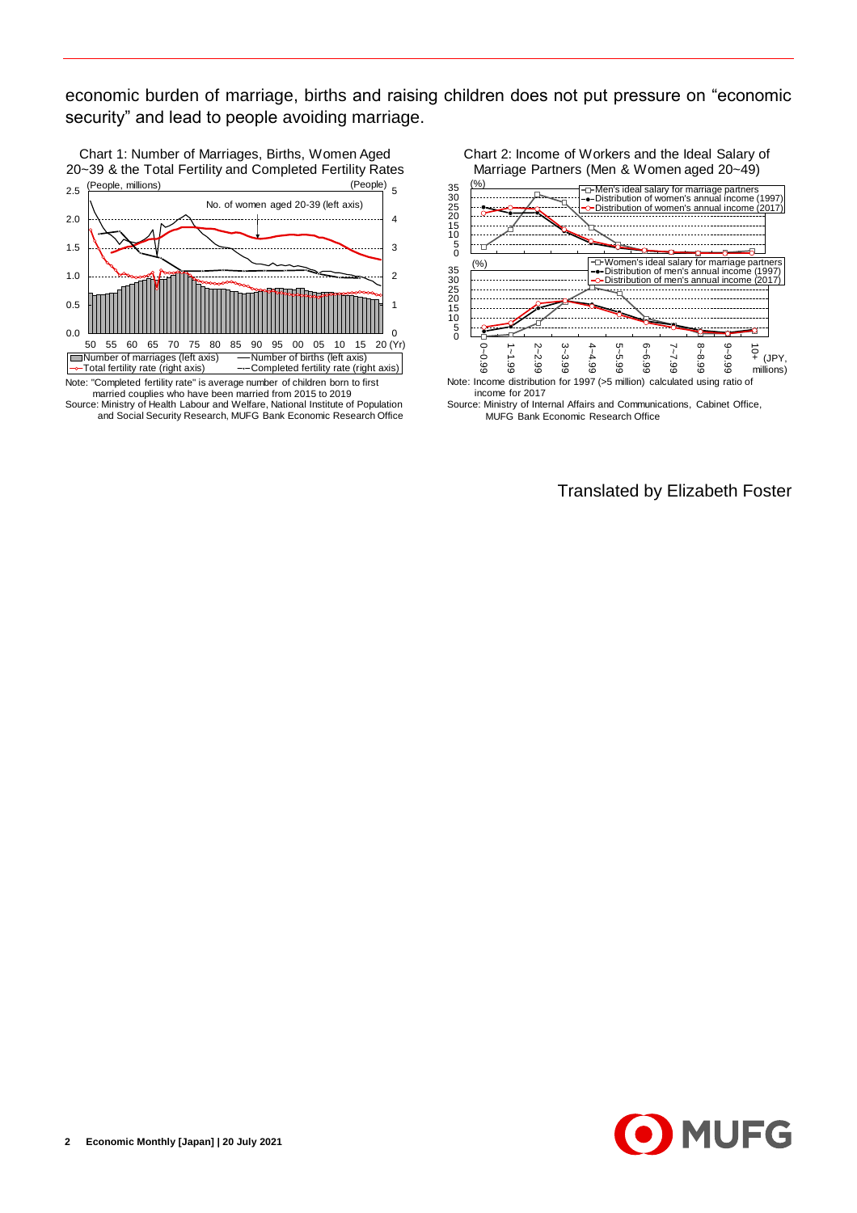economic burden of marriage, births and raising children does not put pressure on "economic security" and lead to people avoiding marriage.

Chart 1: Number of Marriages, Births, Women Aged 20~39 & the Total Fertility and Completed Fertility Rates

Note: "Completed fertility rate" is average number of children born to first married couples who have been married from 2015 to 2019

Source: Ministry of Health Labour and Welfare, National Institute of Population and Social Security Research, MUFG Bank Economic Research Office

Chart 2: Income of Workers and the Ideal Salary of Marriage Partners (Men & Women aged 20~49)

Note: Income distribution for 1997 (>5 million) calculated using ratio of income for 2017

Source: Ministry of Internal Affairs and Communications, Cabinet Office, MUFG Bank Economic Research Office

Translated by Elizabeth Foster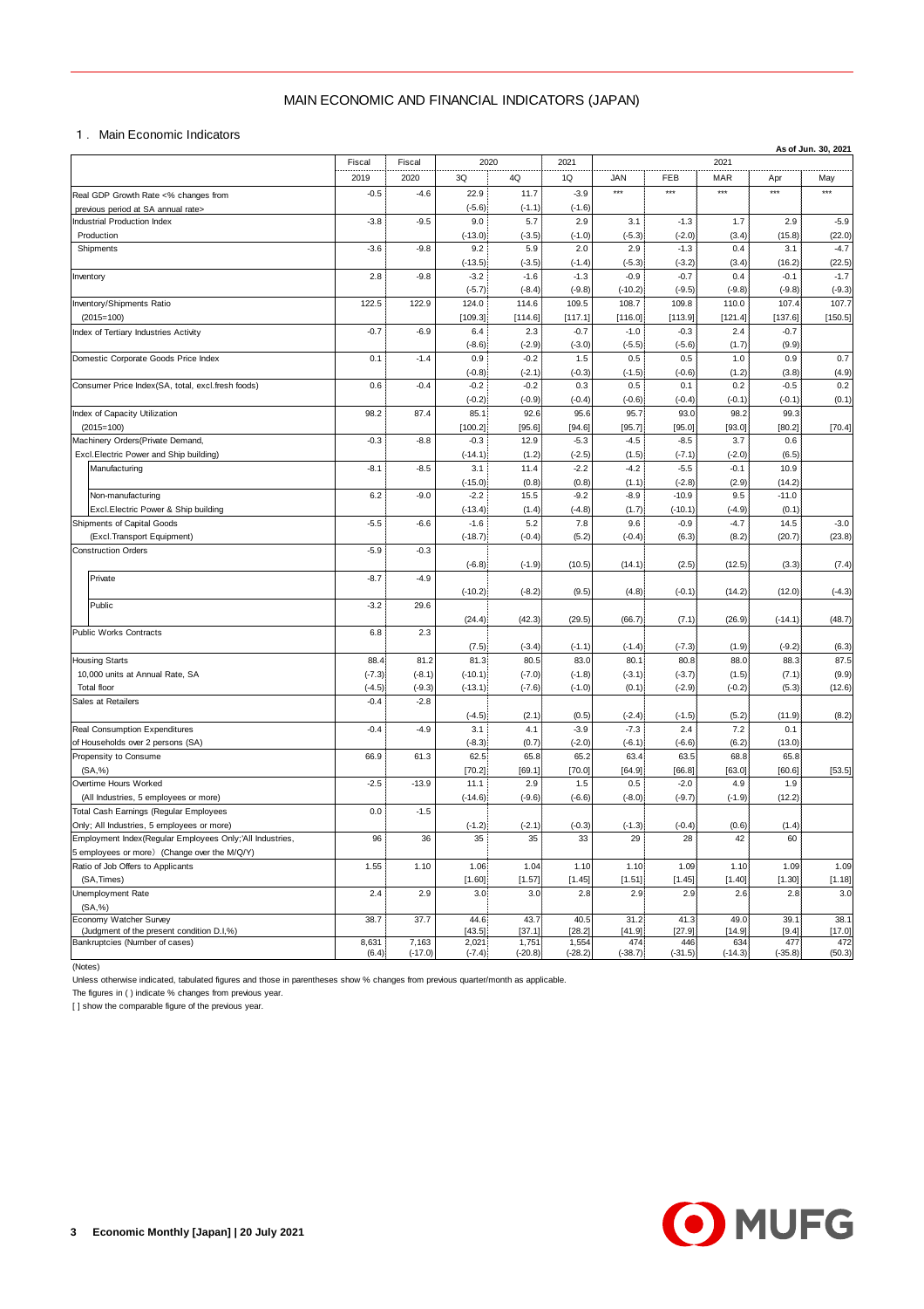# MAIN ECONOMIC AND FINANCIAL INDICATORS (JAPAN)

## 1. Main Economic Indicators

As of Jun. 30, 2021

| | Fiscal 2019 | Fiscal 2020 | 2020 3Q | 2020 4Q | 2021 1Q | 2021 JAN | 2021 FEB | 2021 MAR | 2021 Apr | 2021 May |
|---|---|---|---|---|---|---|---|---|---|---|
| Real GDP Growth Rate <% changes from previous period at SA annual rate> | -0.5 | -4.6 | 22.9 | 11.7 | -3.9 | *** | *** | *** | *** | *** |
| | | | (-5.6) | (-1.1) | (-1.6) | | | | | |
| Industrial Production Index Production | -3.8 | -9.5 | 9.0 | 5.7 | 2.9 | 3.1 | -1.3 | 1.7 | 2.9 | -5.9 |
| | | | (-13.0) | (-3.5) | (-1.0) | (-5.3) | (-2.0) | (3.4) | (15.8) | (22.0) |
| Shipments | -3.6 | -9.8 | 9.2 | 5.9 | 2.0 | 2.9 | -1.3 | 0.4 | 3.1 | -4.7 |
| | | | (-13.5) | (-3.5) | (-1.4) | (-5.3) | (-3.2) | (3.4) | (16.2) | (22.5) |
| Inventory | 2.8 | -9.8 | -3.2 | -1.6 | -1.3 | -0.9 | -0.7 | 0.4 | -0.1 | -1.7 |
| | | | (-5.7) | (-8.4) | (-9.8) | (-10.2) | (-9.5) | (-9.8) | (-9.8) | (-9.3) |
| Inventory/Shipments Ratio (2015=100) | 122.5 | 122.9 | 124.0 | 114.6 | 109.5 | 108.7 | 109.8 | 110.0 | 107.4 | 107.7 |
| | | | [109.3] | [114.6] | [117.1] | [116.0] | [113.9] | [121.4] | [137.6] | [150.5] |
| Index of Tertiary Industries Activity | -0.7 | -6.9 | 6.4 | 2.3 | -0.7 | -1.0 | -0.3 | 2.4 | -0.7 | |
| | | | (-8.6) | (-2.9) | (-3.0) | (-5.5) | (-5.6) | (1.7) | (9.9) | |
| Domestic Corporate Goods Price Index | 0.1 | -1.4 | 0.9 | -0.2 | 1.5 | 0.5 | 0.5 | 1.0 | 0.9 | 0.7 |
| | | | (-0.8) | (-2.1) | (-0.3) | (-1.5) | (-0.6) | (1.2) | (3.8) | (4.9) |
| Consumer Price Index(SA, total, excl.fresh foods) | 0.6 | -0.4 | -0.2 | -0.2 | 0.3 | 0.5 | 0.1 | 0.2 | -0.5 | 0.2 |
| | | | (-0.2) | (-0.9) | (-0.4) | (-0.6) | (-0.4) | (-0.1) | (-0.1) | (0.1) |
| Index of Capacity Utilization (2015=100) | 98.2 | 87.4 | 85.1 | 92.6 | 95.6 | 95.7 | 93.0 | 98.2 | 99.3 | |
| | | | [100.2] | [95.6] | [94.6] | [95.7] | [95.0] | [93.0] | [80.2] | [70.4] |
| Machinery Orders(Private Demand, Excl.Electric Power and Ship building) | -0.3 | -8.8 | -0.3 | 12.9 | -5.3 | -4.5 | -8.5 | 3.7 | 0.6 | |
| | | | (-14.1) | (1.2) | (-2.5) | (1.5) | (-7.1) | (-2.0) | (6.5) | |
| Manufacturing | -8.1 | -8.5 | 3.1 | 11.4 | -2.2 | -4.2 | -5.5 | -0.1 | 10.9 | |
| | | | (-15.0) | (0.8) | (0.8) | (1.1) | (-2.8) | (2.9) | (14.2) | |
| Non-manufacturing Excl.Electric Power & Ship building | 6.2 | -9.0 | -2.2 | 15.5 | -9.2 | -8.9 | -10.9 | 9.5 | -11.0 | |
| | | | (-13.4) | (1.4) | (-4.8) | (1.7) | (-10.1) | (-4.9) | (0.1) | |
| Shipments of Capital Goods (Excl.Transport Equipment) | -5.5 | -6.6 | -1.6 | 5.2 | 7.8 | 9.6 | -0.9 | -4.7 | 14.5 | -3.0 |
| | | | (-18.7) | (-0.4) | (5.2) | (-0.4) | (6.3) | (8.2) | (20.7) | (23.8) |
| Construction Orders | -5.9 | -0.3 | | | | | | | | |
| | | | (-6.8) | (-1.9) | (10.5) | (14.1) | (2.5) | (12.5) | (3.3) | (7.4) |
| Private | -8.7 | -4.9 | | | | | | | | |
| | | | (-10.2) | (-8.2) | (9.5) | (4.8) | (-0.1) | (14.2) | (12.0) | (-4.3) |
| Public | -3.2 | 29.6 | | | | | | | | |
| | | | (24.4) | (42.3) | (29.5) | (66.7) | (7.1) | (26.9) | (-14.1) | (48.7) |
| Public Works Contracts | 6.8 | 2.3 | | | | | | | | |
| | | | (7.5) | (-3.4) | (-1.1) | (-1.4) | (-7.3) | (1.9) | (-9.2) | (6.3) |
| Housing Starts 10,000 units at Annual Rate, SA | 88.4 | 81.2 | 81.3 | 80.5 | 83.0 | 80.1 | 80.8 | 88.0 | 88.3 | 87.5 |
| | (-7.3) | (-8.1) | (-10.1) | (-7.0) | (-1.8) | (-3.1) | (-3.7) | (1.5) | (7.1) | (9.9) |
| Total floor | (-4.5) | (-9.3) | (-13.1) | (-7.6) | (-1.0) | (0.1) | (-2.9) | (-0.2) | (5.3) | (12.6) |
| Sales at Retailers | -0.4 | -2.8 | | | | | | | | |
| | | | (-4.5) | (2.1) | (0.5) | (-2.4) | (-1.5) | (5.2) | (11.9) | (8.2) |
| Real Consumption Expenditures of Households over 2 persons (SA) | -0.4 | -4.9 | 3.1 | 4.1 | -3.9 | -7.3 | 2.4 | 7.2 | 0.1 | |
| | | | (-8.3) | (0.7) | (-2.0) | (-6.1) | (-6.6) | (6.2) | (13.0) | |
| Propensity to Consume (SA,%) | 66.9 | 61.3 | 62.5 | 65.8 | 65.2 | 63.4 | 63.5 | 68.8 | 65.8 | |
| | | | [70.2] | [69.1] | [70.0] | [64.9] | [66.8] | [63.0] | [60.6] | [53.5] |
| Overtime Hours Worked (All Industries, 5 employees or more) | -2.5 | -13.9 | 11.1 | 2.9 | 1.5 | 0.5 | -2.0 | 4.9 | 1.9 | |
| | | | (-14.6) | (-9.6) | (-6.6) | (-8.0) | (-9.7) | (-1.9) | (12.2) | |
| Total Cash Earnings (Regular Employees Only; All Industries, 5 employees or more) | 0.0 | -1.5 | | | | | | | | |
| | | | (-1.2) | (-2.1) | (-0.3) | (-1.3) | (-0.4) | (0.6) | (1.4) | |
| Employment Index(Regular Employees Only;'All Industries, 5 employees or more) (Change over the M/Q/Y) | 96 | 36 | 35 | 35 | 33 | 29 | 28 | 42 | 60 | |
| Ratio of Job Offers to Applicants (SA,Times) | 1.55 | 1.10 | 1.06 | 1.04 | 1.10 | 1.10 | 1.09 | 1.10 | 1.09 | 1.09 |
| | | | [1.60] | [1.57] | [1.45] | [1.51] | [1.45] | [1.40] | [1.30] | [1.18] |
| Unemployment Rate (SA,%) | 2.4 | 2.9 | 3.0 | 3.0 | 2.8 | 2.9 | 2.9 | 2.6 | 2.8 | 3.0 |
| Economy Watcher Survey (Judgment of the present condition D.I,%) | 38.7 | 37.7 | 44.6 | 43.7 | 40.5 | 31.2 | 41.3 | 49.0 | 39.1 | 38.1 |
| | | | [43.5] | [37.1] | [28.2] | [41.9] | [27.9] | [14.9] | [9.4] | [17.0] |
| Bankruptcies (Number of cases) | 8,631 | 7,163 | 2,021 | 1,751 | 1,554 | 474 | 446 | 634 | 477 | 472 |
| | (6.4) | (-17.0) | (-7.4) | (-20.8) | (-28.2) | (-38.7) | (-31.5) | (-14.3) | (-35.8) | (50.3) |

(Notes)

Unless otherwise indicated, tabulated figures and those in parentheses show % changes from previous quarter/month as applicable.

The figures in ( ) indicate % changes from previous year.

[ ] show the comparable figure of the previous year.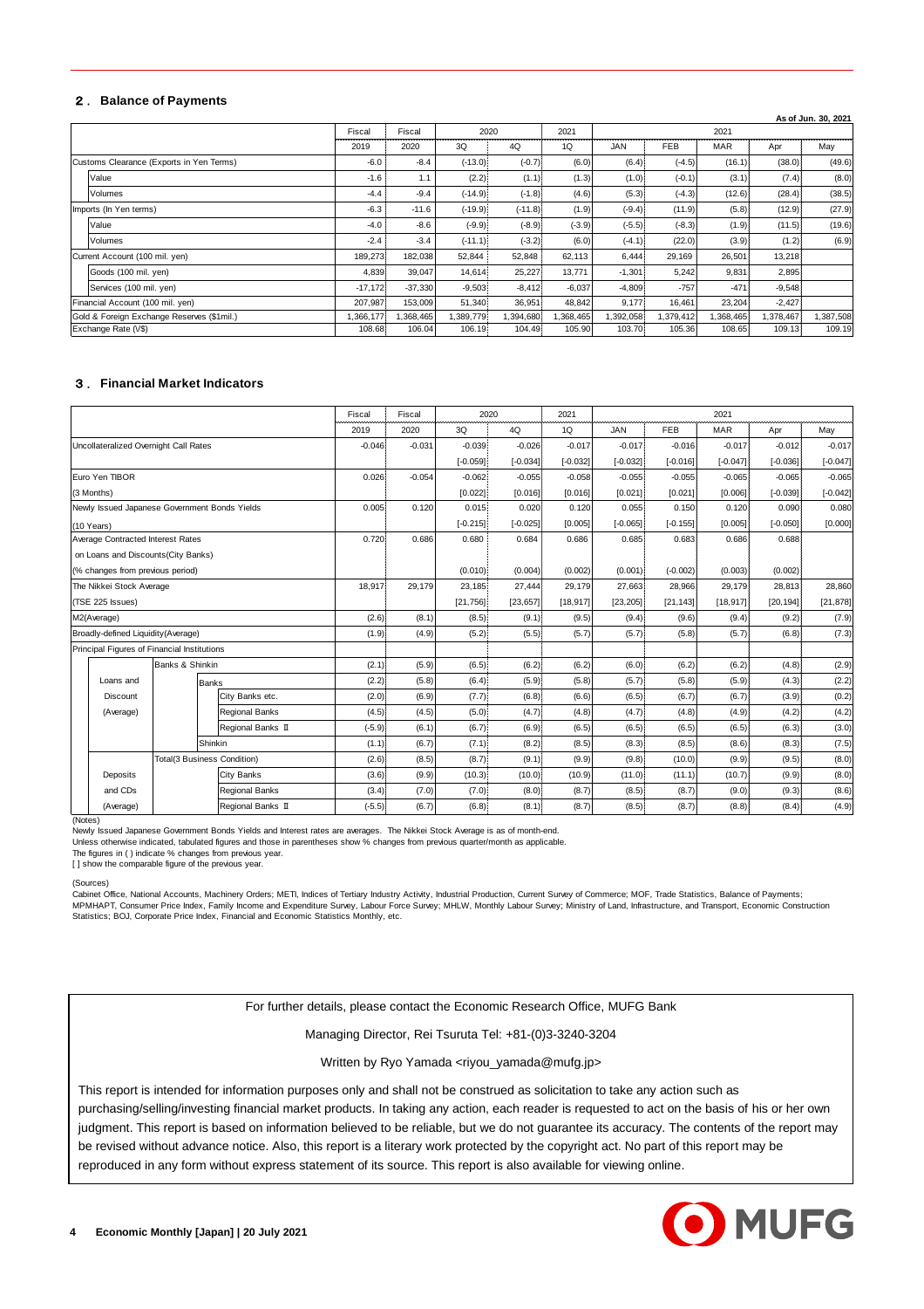## 2. Balance of Payments

As of Jun. 30, 2021

| | Fiscal 2019 | Fiscal 2020 | 2020 3Q | 2020 4Q | 2021 1Q | 2021 JAN | FEB | MAR | Apr | May |
|---|---|---|---|---|---|---|---|---|---|---|
| Customs Clearance (Exports in Yen Terms) | -6.0 | -8.4 | (-13.0) | (-0.7) | (6.0) | (6.4) | (-4.5) | (16.1) | (38.0) | (49.6) |
| Value | -1.6 | 1.1 | (2.2) | (1.1) | (1.3) | (1.0) | (-0.1) | (3.1) | (7.4) | (8.0) |
| Volumes | -4.4 | -9.4 | (-14.9) | (-1.8) | (4.6) | (5.3) | (-4.3) | (12.6) | (28.4) | (38.5) |
| Imports (In Yen terms) | -6.3 | -11.6 | (-19.9) | (-11.8) | (1.9) | (-9.4) | (11.9) | (5.8) | (12.9) | (27.9) |
| Value | -4.0 | -8.6 | (-9.9) | (-8.9) | (-3.9) | (-5.5) | (-8.3) | (1.9) | (11.5) | (19.6) |
| Volumes | -2.4 | -3.4 | (-11.1) | (-3.2) | (6.0) | (-4.1) | (22.0) | (3.9) | (1.2) | (6.9) |
| Current Account (100 mil. yen) | 189,273 | 182,038 | 52,844 | 52,848 | 62,113 | 6,444 | 29,169 | 26,501 | 13,218 | |
| Goods (100 mil. yen) | 4,839 | 39,047 | 14,614 | 25,227 | 13,771 | -1,301 | 5,242 | 9,831 | 2,895 | |
| Services (100 mil. yen) | -17,172 | -37,330 | -9,503 | -8,412 | -6,037 | -4,809 | -757 | -471 | -9,548 | |
| Financial Account (100 mil. yen) | 207,987 | 153,009 | 51,340 | 36,951 | 48,842 | 9,177 | 16,461 | 23,204 | -2,427 | |
| Gold & Foreign Exchange Reserves ($1mil.) | 1,366,177 | 1,368,465 | 1,389,779 | 1,394,680 | 1,368,465 | 1,392,058 | 1,379,412 | 1,368,465 | 1,378,467 | 1,387,508 |
| Exchange Rate (\/$) | 108.68 | 106.04 | 106.19 | 104.49 | 105.90 | 103.70 | 105.36 | 108.65 | 109.13 | 109.19 |

## 3. Financial Market Indicators

| | | | Fiscal 2019 | Fiscal 2020 | 2020 3Q | 2020 4Q | 2021 1Q | 2021 JAN | FEB | MAR | Apr | May |
|---|---|---|---|---|---|---|---|---|---|---|---|---|
| Uncollateralized Overnight Call Rates | | | -0.046 | -0.031 | -0.039 | -0.026 | -0.017 | -0.017 | -0.016 | -0.017 | -0.012 | -0.017 |
| | | | | | [-0.059] | [-0.034] | [-0.032] | [-0.032] | [-0.016] | [-0.047] | [-0.036] | [-0.047] |
| Euro Yen TIBOR (3 Months) | | | 0.026 | -0.054 | -0.062 | -0.055 | -0.058 | -0.055 | -0.055 | -0.065 | -0.065 | -0.065 |
| | | | | | [0.022] | [0.016] | [0.016] | [0.021] | [0.021] | [0.006] | [-0.039] | [-0.042] |
| Newly Issued Japanese Government Bonds Yields (10 Years) | | | 0.005 | 0.120 | 0.015 | 0.020 | 0.120 | 0.055 | 0.150 | 0.120 | 0.090 | 0.080 |
| | | | | | [-0.215] | [-0.025] | [0.005] | [-0.065] | [-0.155] | [0.005] | [-0.050] | [0.000] |
| Average Contracted Interest Rates on Loans and Discounts(City Banks) | | | 0.720 | 0.686 | 0.680 | 0.684 | 0.686 | 0.685 | 0.683 | 0.686 | 0.688 | |
| (% changes from previous period) | | | | | (0.010) | (0.004) | (0.002) | (0.001) | (-0.002) | (0.003) | (0.002) | |
| The Nikkei Stock Average (TSE 225 Issues) | | | 18,917 | 29,179 | 23,185 | 27,444 | 29,179 | 27,663 | 28,966 | 29,179 | 28,813 | 28,860 |
| | | | | | [21,756] | [23,657] | [18,917] | [23,205] | [21,143] | [18,917] | [20,194] | [21,878] |
| M2(Average) | | | (2.6) | (8.1) | (8.5) | (9.1) | (9.5) | (9.4) | (9.6) | (9.4) | (9.2) | (7.9) |
| Broadly-defined Liquidity(Average) | | | (1.9) | (4.9) | (5.2) | (5.5) | (5.7) | (5.7) | (5.8) | (5.7) | (6.8) | (7.3) |
| Principal Figures of Financial Institutions | | | | | | | | | | | | |
| Loans and Discount (Average) | Banks & Shinkin | | (2.1) | (5.9) | (6.5) | (6.2) | (6.2) | (6.0) | (6.2) | (6.2) | (4.8) | (2.9) |
| | Banks | | (2.2) | (5.8) | (6.4) | (5.9) | (5.8) | (5.7) | (5.8) | (5.9) | (4.3) | (2.2) |
| | | City Banks etc. | (2.0) | (6.9) | (7.7) | (6.8) | (6.6) | (6.5) | (6.7) | (6.7) | (3.9) | (0.2) |
| | | Regional Banks | (4.5) | (4.5) | (5.0) | (4.7) | (4.8) | (4.7) | (4.8) | (4.9) | (4.2) | (4.2) |
| | | Regional Banks Ⅱ | (-5.9) | (6.1) | (6.7) | (6.9) | (6.5) | (6.5) | (6.5) | (6.5) | (6.3) | (3.0) |
| | Shinkin | | (1.1) | (6.7) | (7.1) | (8.2) | (8.5) | (8.3) | (8.5) | (8.6) | (8.3) | (7.5) |
| Deposits and CDs (Average) | Total(3 Business Condition) | | (2.6) | (8.5) | (8.7) | (9.1) | (9.9) | (9.8) | (10.0) | (9.9) | (9.5) | (8.0) |
| | | City Banks | (3.6) | (9.9) | (10.3) | (10.0) | (10.9) | (11.0) | (11.1) | (10.7) | (9.9) | (8.0) |
| | | Regional Banks | (3.4) | (7.0) | (7.0) | (8.0) | (8.7) | (8.5) | (8.7) | (9.0) | (9.3) | (8.6) |
| | | Regional Banks Ⅱ | (-5.5) | (6.7) | (6.8) | (8.1) | (8.7) | (8.5) | (8.7) | (8.8) | (8.4) | (4.9) |

(Notes)
Newly Issued Japanese Government Bonds Yields and Interest rates are averages. The Nikkei Stock Average is as of month-end.
Unless otherwise indicated, tabulated figures and those in parentheses show % changes from previous quarter/month as applicable.
The figures in ( ) indicate % changes from previous year.
[ ] show the comparable figure of the previous year.

(Sources)
Cabinet Office, National Accounts, Machinery Orders; METI, Indices of Tertiary Industry Activity, Industrial Production, Current Survey of Commerce; MOF, Trade Statistics, Balance of Payments; MPMHAPT, Consumer Price Index, Family Income and Expenditure Survey, Labour Force Survey; MHLW, Monthly Labour Survey; Ministry of Land, Infrastructure, and Transport, Economic Construction Statistics; BOJ, Corporate Price Index, Financial and Economic Statistics Monthly, etc.

For further details, please contact the Economic Research Office, MUFG Bank

Managing Director, Rei Tsuruta Tel: +81-(0)3-3240-3204

Written by Ryo Yamada <riyou_yamada@mufg.jp>

This report is intended for information purposes only and shall not be construed as solicitation to take any action such as purchasing/selling/investing financial market products. In taking any action, each reader is requested to act on the basis of his or her own judgment. This report is based on information believed to be reliable, but we do not guarantee its accuracy. The contents of the report may be revised without advance notice. Also, this report is a literary work protected by the copyright act. No part of this report may be reproduced in any form without express statement of its source. This report is also available for viewing online.